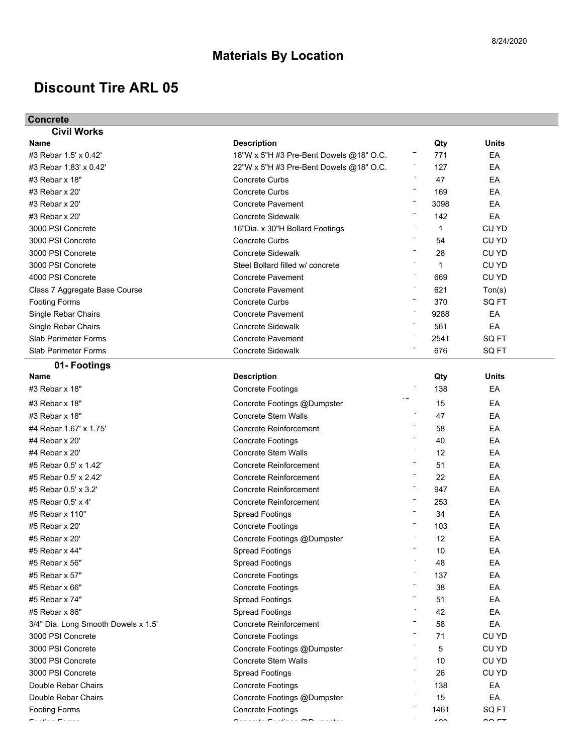# Materials By Location

# Discount Tire ARL 05

## Concrete

### Civil Works

| Name | Description | Qty | Units |
|---|---|---|---|
| #3 Rebar 1.5' x 0.42' | 18"W x 5"H #3 Pre-Bent Dowels @18" O.C. | 771 | EA |
| #3 Rebar 1.83' x 0.42' | 22"W x 5"H #3 Pre-Bent Dowels @18" O.C. | 127 | EA |
| #3 Rebar x 18" | Concrete Curbs | 47 | EA |
| #3 Rebar x 20' | Concrete Curbs | 169 | EA |
| #3 Rebar x 20' | Concrete Pavement | 3098 | EA |
| #3 Rebar x 20' | Concrete Sidewalk | 142 | EA |
| 3000 PSI Concrete | 16"Dia. x 30"H Bollard Footings | 1 | CU YD |
| 3000 PSI Concrete | Concrete Curbs | 54 | CU YD |
| 3000 PSI Concrete | Concrete Sidewalk | 28 | CU YD |
| 3000 PSI Concrete | Steel Bollard filled w/ concrete | 1 | CU YD |
| 4000 PSI Concrete | Concrete Pavement | 669 | CU YD |
| Class 7 Aggregate Base Course | Concrete Pavement | 621 | Ton(s) |
| Footing Forms | Concrete Curbs | 370 | SQ FT |
| Single Rebar Chairs | Concrete Pavement | 9288 | EA |
| Single Rebar Chairs | Concrete Sidewalk | 561 | EA |
| Slab Perimeter Forms | Concrete Pavement | 2541 | SQ FT |
| Slab Perimeter Forms | Concrete Sidewalk | 676 | SQ FT |

### 01- Footings

| Name | Description | Qty | Units |
|---|---|---|---|
| #3 Rebar x 18" | Concrete Footings | 138 | EA |
| #3 Rebar x 18" | Concrete Footings @Dumpster | 15 | EA |
| #3 Rebar x 18" | Concrete Stem Walls | 47 | EA |
| #4 Rebar 1.67' x 1.75' | Concrete Reinforcement | 58 | EA |
| #4 Rebar x 20' | Concrete Footings | 40 | EA |
| #4 Rebar x 20' | Concrete Stem Walls | 12 | EA |
| #5 Rebar 0.5' x 1.42' | Concrete Reinforcement | 51 | EA |
| #5 Rebar 0.5' x 2.42' | Concrete Reinforcement | 22 | EA |
| #5 Rebar 0.5' x 3.2' | Concrete Reinforcement | 947 | EA |
| #5 Rebar 0.5' x 4' | Concrete Reinforcement | 253 | EA |
| #5 Rebar x 110" | Spread Footings | 34 | EA |
| #5 Rebar x 20' | Concrete Footings | 103 | EA |
| #5 Rebar x 20' | Concrete Footings @Dumpster | 12 | EA |
| #5 Rebar x 44" | Spread Footings | 10 | EA |
| #5 Rebar x 56" | Spread Footings | 48 | EA |
| #5 Rebar x 57" | Concrete Footings | 137 | EA |
| #5 Rebar x 66" | Concrete Footings | 38 | EA |
| #5 Rebar x 74" | Spread Footings | 51 | EA |
| #5 Rebar x 86" | Spread Footings | 42 | EA |
| 3/4" Dia. Long Smooth Dowels x 1.5' | Concrete Reinforcement | 58 | EA |
| 3000 PSI Concrete | Concrete Footings | 71 | CU YD |
| 3000 PSI Concrete | Concrete Footings @Dumpster | 5 | CU YD |
| 3000 PSI Concrete | Concrete Stem Walls | 10 | CU YD |
| 3000 PSI Concrete | Spread Footings | 26 | CU YD |
| Double Rebar Chairs | Concrete Footings | 138 | EA |
| Double Rebar Chairs | Concrete Footings @Dumpster | 15 | EA |
| Footing Forms | Concrete Footings | 1461 | SQ FT |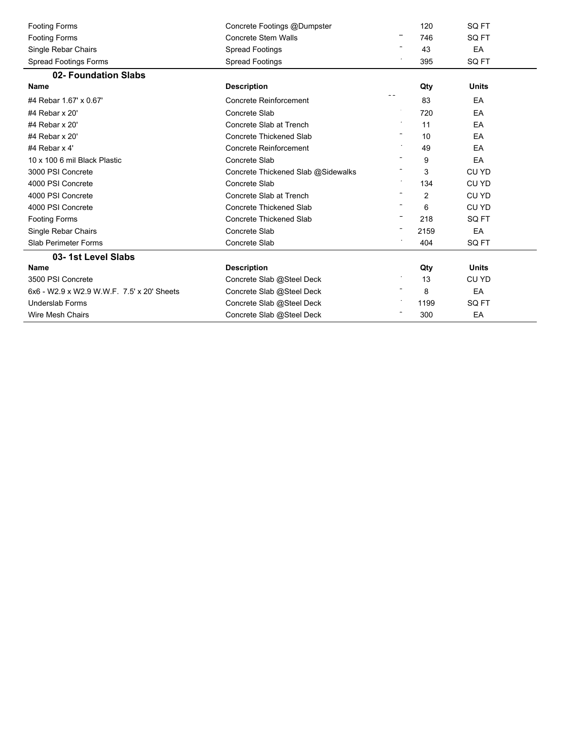| | | | |
|---|---|---|---|
| Footing Forms | Concrete Footings @Dumpster | 120 | SQ FT |
| Footing Forms | Concrete Stem Walls | 746 | SQ FT |
| Single Rebar Chairs | Spread Footings | 43 | EA |
| Spread Footings Forms | Spread Footings | 395 | SQ FT |

### 02- Foundation Slabs

| Name | Description | Qty | Units |
|---|---|---|---|
| #4 Rebar 1.67' x 0.67' | Concrete Reinforcement | 83 | EA |
| #4 Rebar x 20' | Concrete Slab | 720 | EA |
| #4 Rebar x 20' | Concrete Slab at Trench | 11 | EA |
| #4 Rebar x 20' | Concrete Thickened Slab | 10 | EA |
| #4 Rebar x 4' | Concrete Reinforcement | 49 | EA |
| 10 x 100 6 mil Black Plastic | Concrete Slab | 9 | EA |
| 3000 PSI Concrete | Concrete Thickened Slab @Sidewalks | 3 | CU YD |
| 4000 PSI Concrete | Concrete Slab | 134 | CU YD |
| 4000 PSI Concrete | Concrete Slab at Trench | 2 | CU YD |
| 4000 PSI Concrete | Concrete Thickened Slab | 6 | CU YD |
| Footing Forms | Concrete Thickened Slab | 218 | SQ FT |
| Single Rebar Chairs | Concrete Slab | 2159 | EA |
| Slab Perimeter Forms | Concrete Slab | 404 | SQ FT |

### 03- 1st Level Slabs

| Name | Description | Qty | Units |
|---|---|---|---|
| 3500 PSI Concrete | Concrete Slab @Steel Deck | 13 | CU YD |
| 6x6 - W2.9 x W2.9 W.W.F. 7.5' x 20' Sheets | Concrete Slab @Steel Deck | 8 | EA |
| Underslab Forms | Concrete Slab @Steel Deck | 1199 | SQ FT |
| Wire Mesh Chairs | Concrete Slab @Steel Deck | 300 | EA |